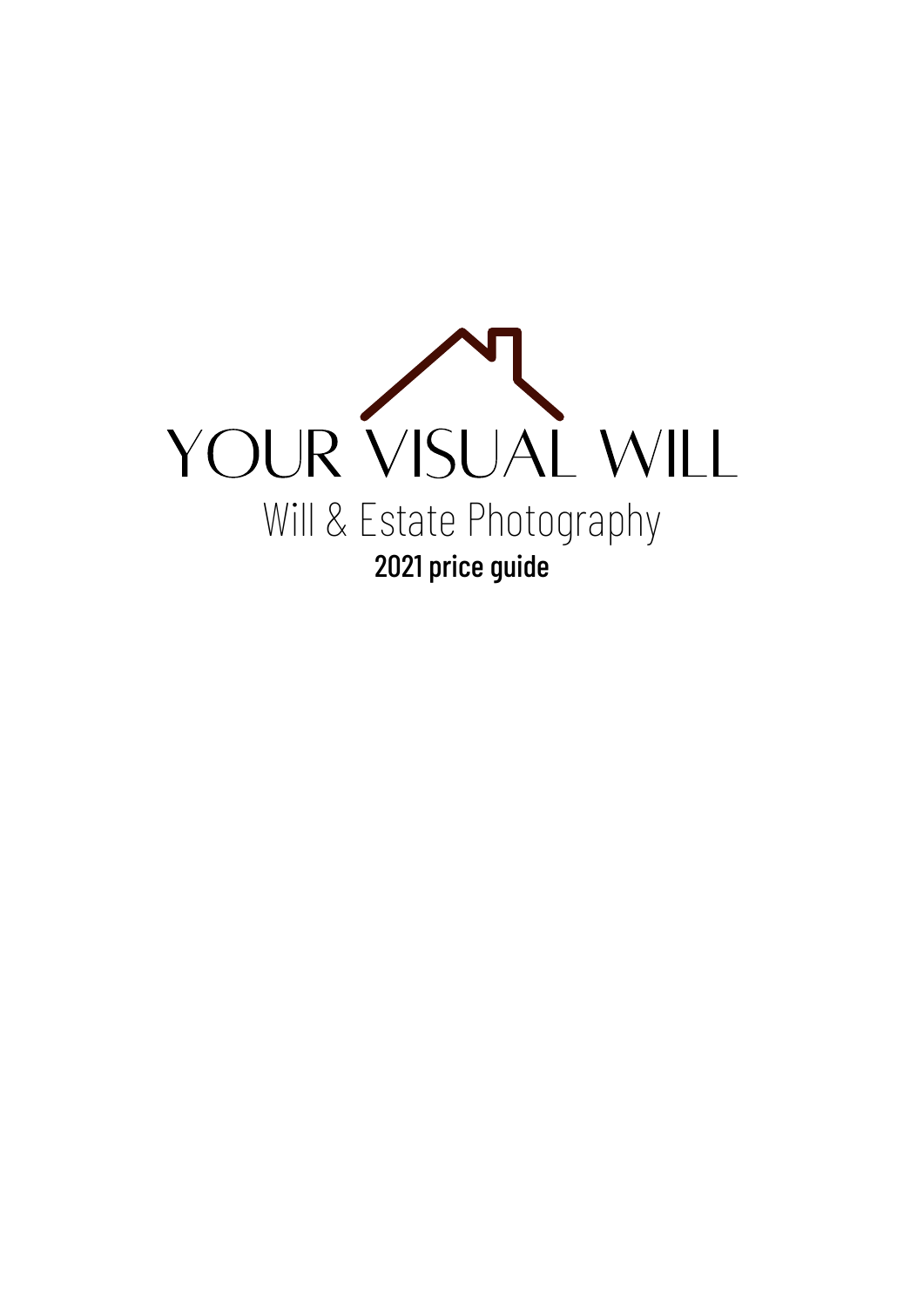# YOUR VISUAL WILL

## Will & Estate Photography

**2021 price guide**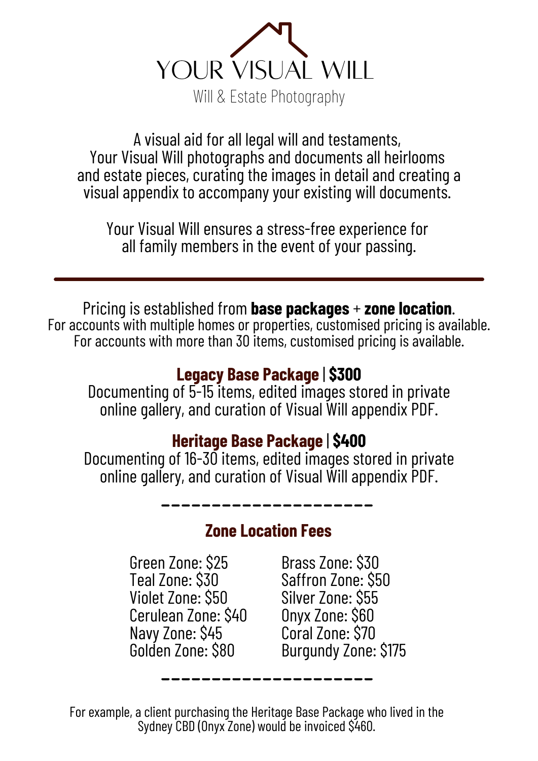# YOUR VISUAL WILL

Will & Estate Photography

A visual aid for all legal will and testaments, Your Visual Will photographs and documents all heirlooms and estate pieces, curating the images in detail and creating a visual appendix to accompany your existing will documents.

Your Visual Will ensures a stress-free experience for all family members in the event of your passing.

---

Pricing is established from **base packages** + **zone location**.
For accounts with multiple homes or properties, customised pricing is available.
For accounts with more than 30 items, customised pricing is available.

## Legacy Base Package | $300

Documenting of 5-15 items, edited images stored in private online gallery, and curation of Visual Will appendix PDF.

## Heritage Base Package | $400

Documenting of 16-30 items, edited images stored in private online gallery, and curation of Visual Will appendix PDF.

---

## Zone Location Fees

Green Zone: $25
Teal Zone: $30
Violet Zone: $50
Cerulean Zone: $40
Navy Zone: $45
Golden Zone: $80
Brass Zone: $30
Saffron Zone: $50
Silver Zone: $55
Onyx Zone: $60
Coral Zone: $70
Burgundy Zone: $175

---

For example, a client purchasing the Heritage Base Package who lived in the Sydney CBD (Onyx Zone) would be invoiced $460.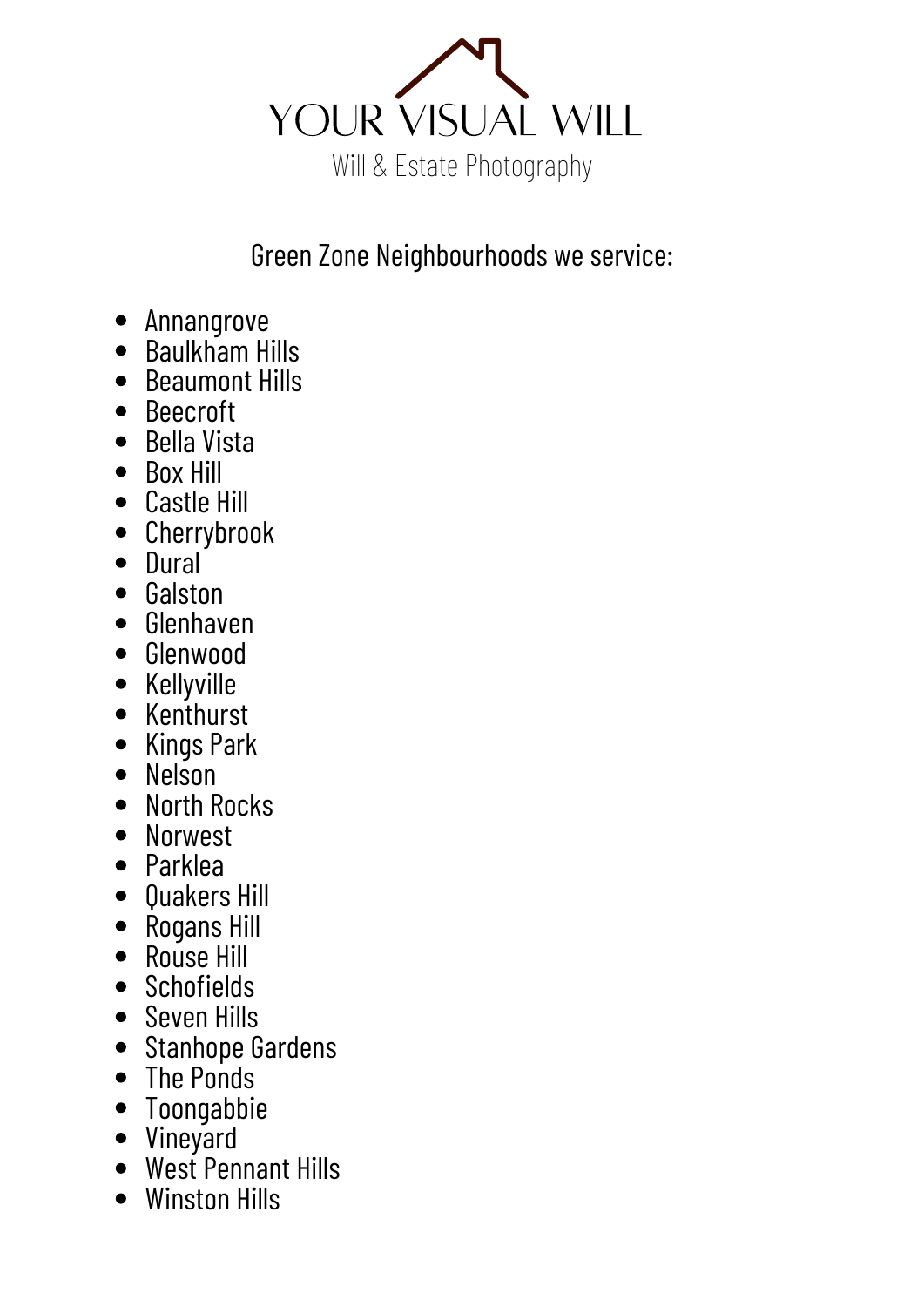# YOUR VISUAL WILL

Will & Estate Photography

Green Zone Neighbourhoods we service:

- Annangrove
- Baulkham Hills
- Beaumont Hills
- Beecroft
- Bella Vista
- Box Hill
- Castle Hill
- Cherrybrook
- Dural
- Galston
- Glenhaven
- Glenwood
- Kellyville
- Kenthurst
- Kings Park
- Nelson
- North Rocks
- Norwest
- Parklea
- Quakers Hill
- Rogans Hill
- Rouse Hill
- Schofields
- Seven Hills
- Stanhope Gardens
- The Ponds
- Toongabbie
- Vineyard
- West Pennant Hills
- Winston Hills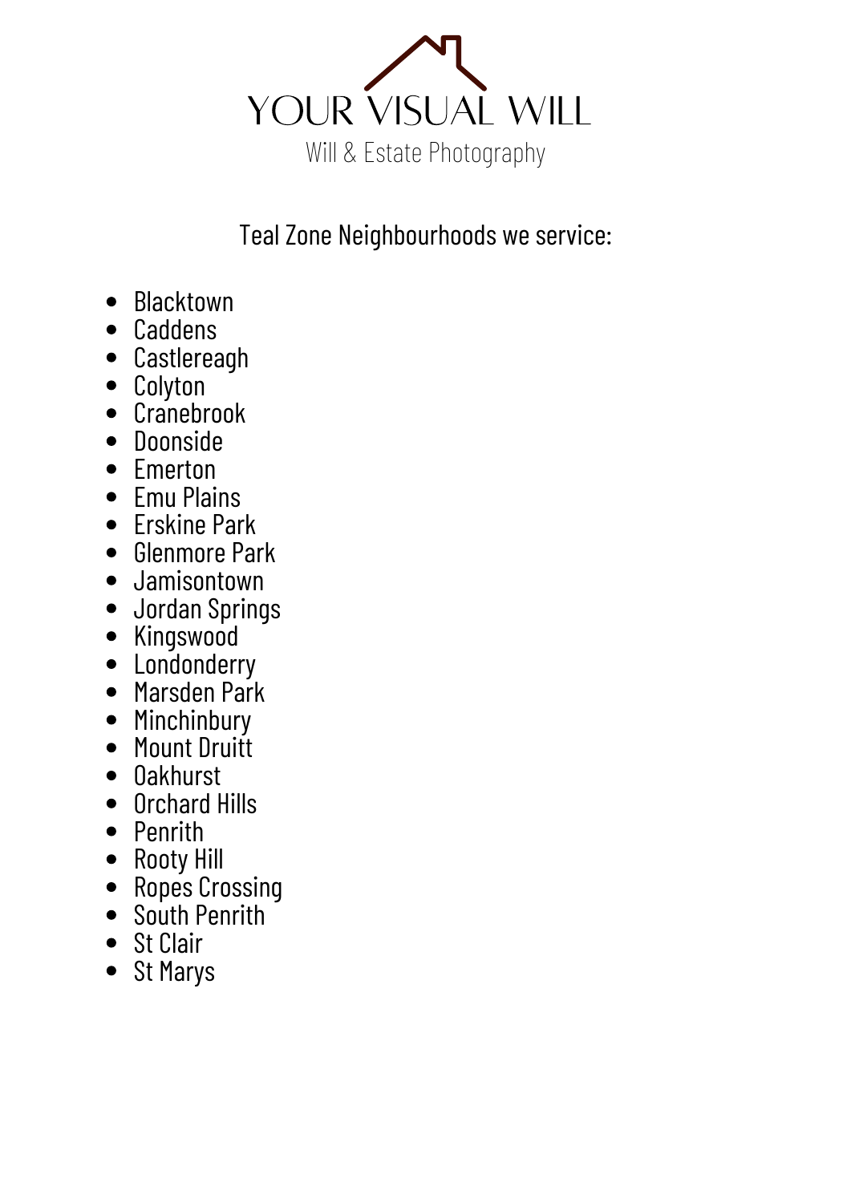# YOUR VISUAL WILL

Will & Estate Photography

Teal Zone Neighbourhoods we service:

- Blacktown
- Caddens
- Castlereagh
- Colyton
- Cranebrook
- Doonside
- Emerton
- Emu Plains
- Erskine Park
- Glenmore Park
- Jamisontown
- Jordan Springs
- Kingswood
- Londonderry
- Marsden Park
- Minchinbury
- Mount Druitt
- Oakhurst
- Orchard Hills
- Penrith
- Rooty Hill
- Ropes Crossing
- South Penrith
- St Clair
- St Marys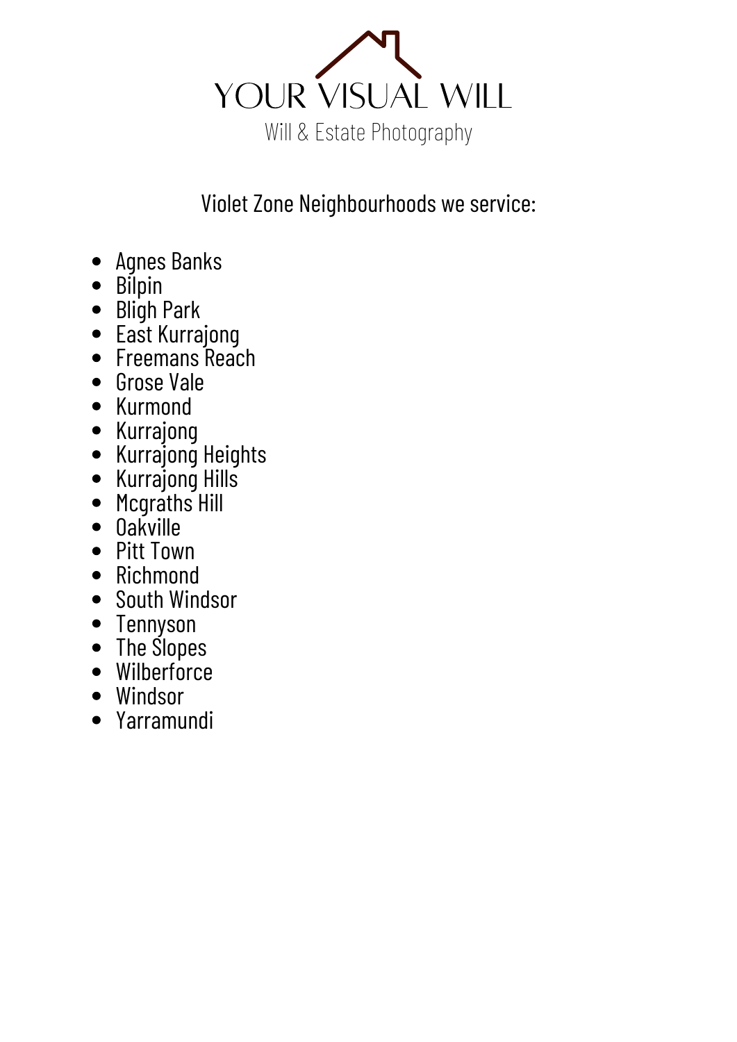# YOUR VISUAL WILL

Will & Estate Photography

## Violet Zone Neighbourhoods we service:

- Agnes Banks
- Bilpin
- Bligh Park
- East Kurrajong
- Freemans Reach
- Grose Vale
- Kurmond
- Kurrajong
- Kurrajong Heights
- Kurrajong Hills
- Mcgraths Hill
- Oakville
- Pitt Town
- Richmond
- South Windsor
- Tennyson
- The Slopes
- Wilberforce
- Windsor
- Yarramundi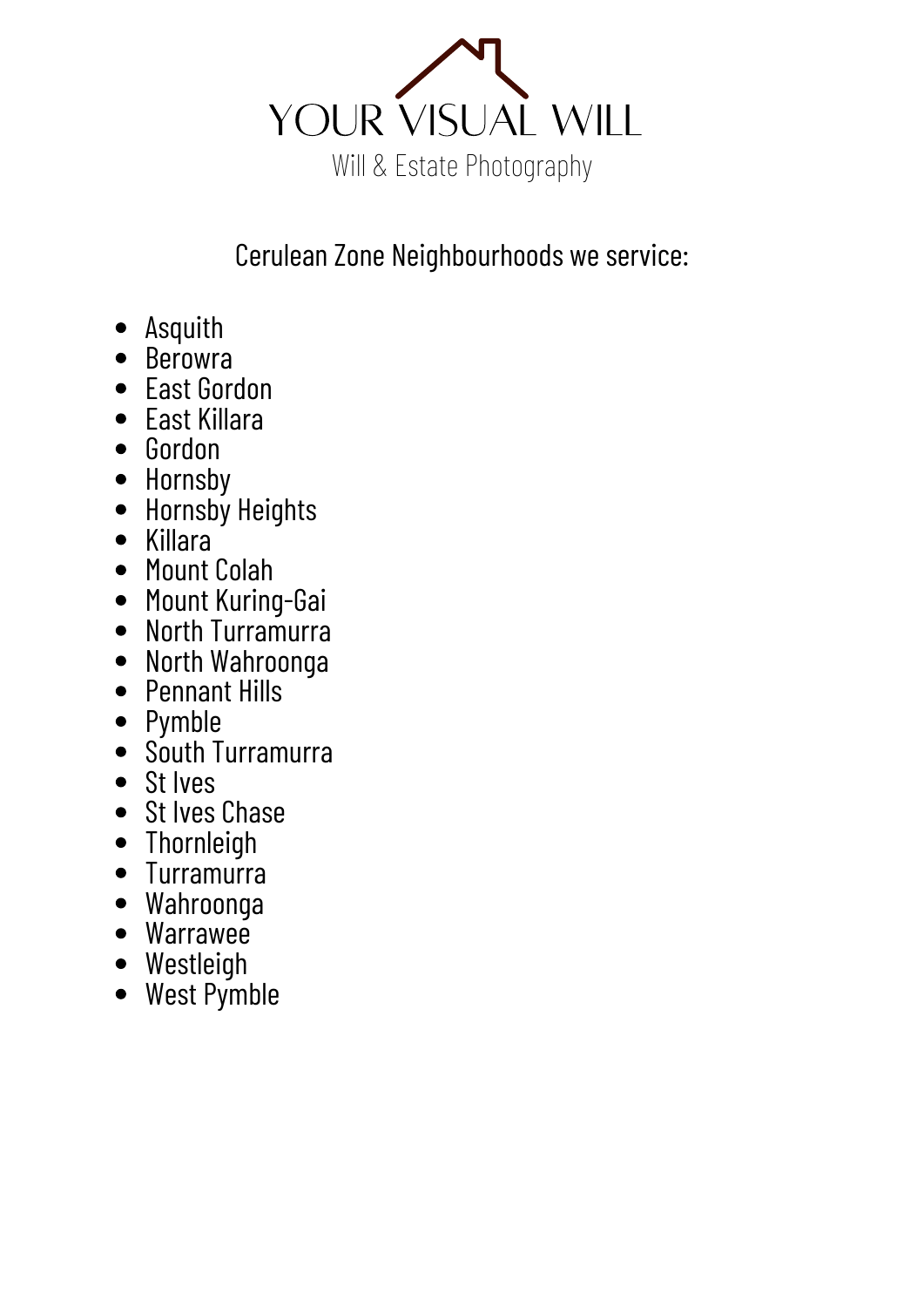# YOUR VISUAL WILL

Will & Estate Photography

Cerulean Zone Neighbourhoods we service:

- Asquith
- Berowra
- East Gordon
- East Killara
- Gordon
- Hornsby
- Hornsby Heights
- Killara
- Mount Colah
- Mount Kuring-Gai
- North Turramurra
- North Wahroonga
- Pennant Hills
- Pymble
- South Turramurra
- St Ives
- St Ives Chase
- Thornleigh
- Turramurra
- Wahroonga
- Warrawee
- Westleigh
- West Pymble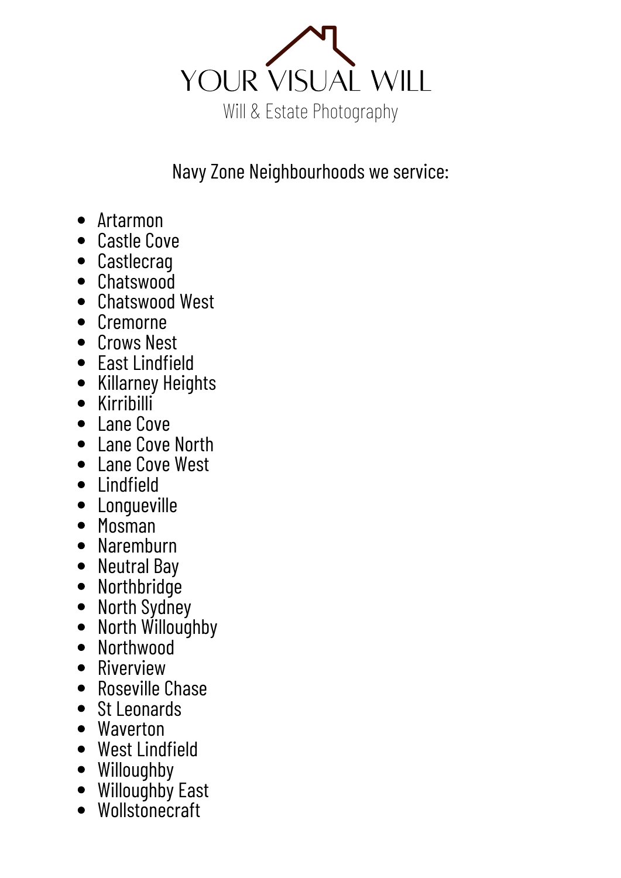# YOUR VISUAL WILL

Will & Estate Photography

Navy Zone Neighbourhoods we service:

- Artarmon
- Castle Cove
- Castlecrag
- Chatswood
- Chatswood West
- Cremorne
- Crows Nest
- East Lindfield
- Killarney Heights
- Kirribilli
- Lane Cove
- Lane Cove North
- Lane Cove West
- Lindfield
- Longueville
- Mosman
- Naremburn
- Neutral Bay
- Northbridge
- North Sydney
- North Willoughby
- Northwood
- Riverview
- Roseville Chase
- St Leonards
- Waverton
- West Lindfield
- Willoughby
- Willoughby East
- Wollstonecraft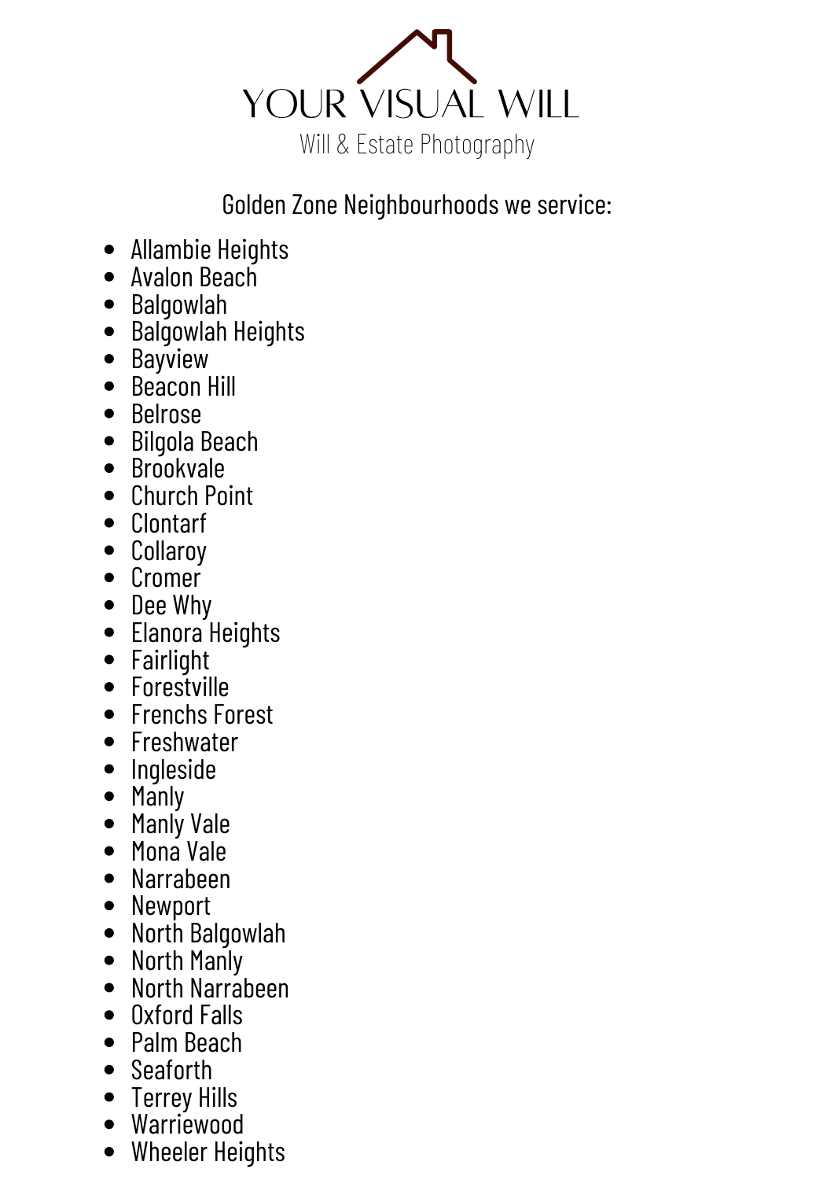# YOUR VISUAL WILL

Will & Estate Photography

Golden Zone Neighbourhoods we service:

- Allambie Heights
- Avalon Beach
- Balgowlah
- Balgowlah Heights
- Bayview
- Beacon Hill
- Belrose
- Bilgola Beach
- Brookvale
- Church Point
- Clontarf
- Collaroy
- Cromer
- Dee Why
- Elanora Heights
- Fairlight
- Forestville
- Frenchs Forest
- Freshwater
- Ingleside
- Manly
- Manly Vale
- Mona Vale
- Narrabeen
- Newport
- North Balgowlah
- North Manly
- North Narrabeen
- Oxford Falls
- Palm Beach
- Seaforth
- Terrey Hills
- Warriewood
- Wheeler Heights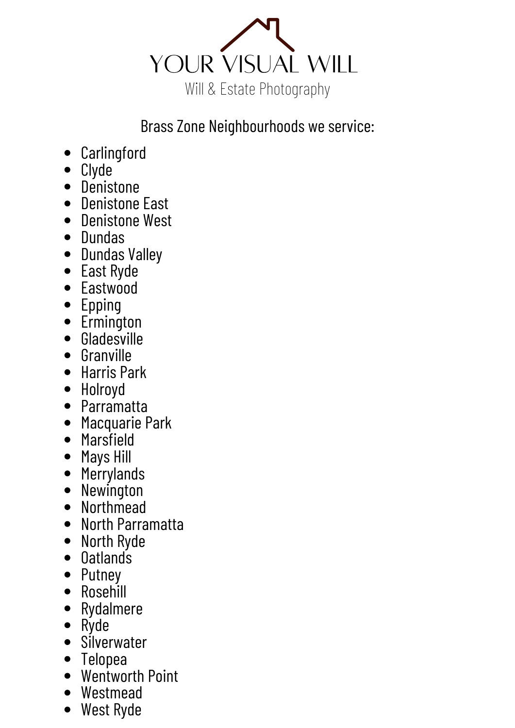# YOUR VISUAL WILL

Will & Estate Photography

Brass Zone Neighbourhoods we service:

- Carlingford
- Clyde
- Denistone
- Denistone East
- Denistone West
- Dundas
- Dundas Valley
- East Ryde
- Eastwood
- Epping
- Ermington
- Gladesville
- Granville
- Harris Park
- Holroyd
- Parramatta
- Macquarie Park
- Marsfield
- Mays Hill
- Merrylands
- Newington
- Northmead
- North Parramatta
- North Ryde
- Oatlands
- Putney
- Rosehill
- Rydalmere
- Ryde
- Silverwater
- Telopea
- Wentworth Point
- Westmead
- West Ryde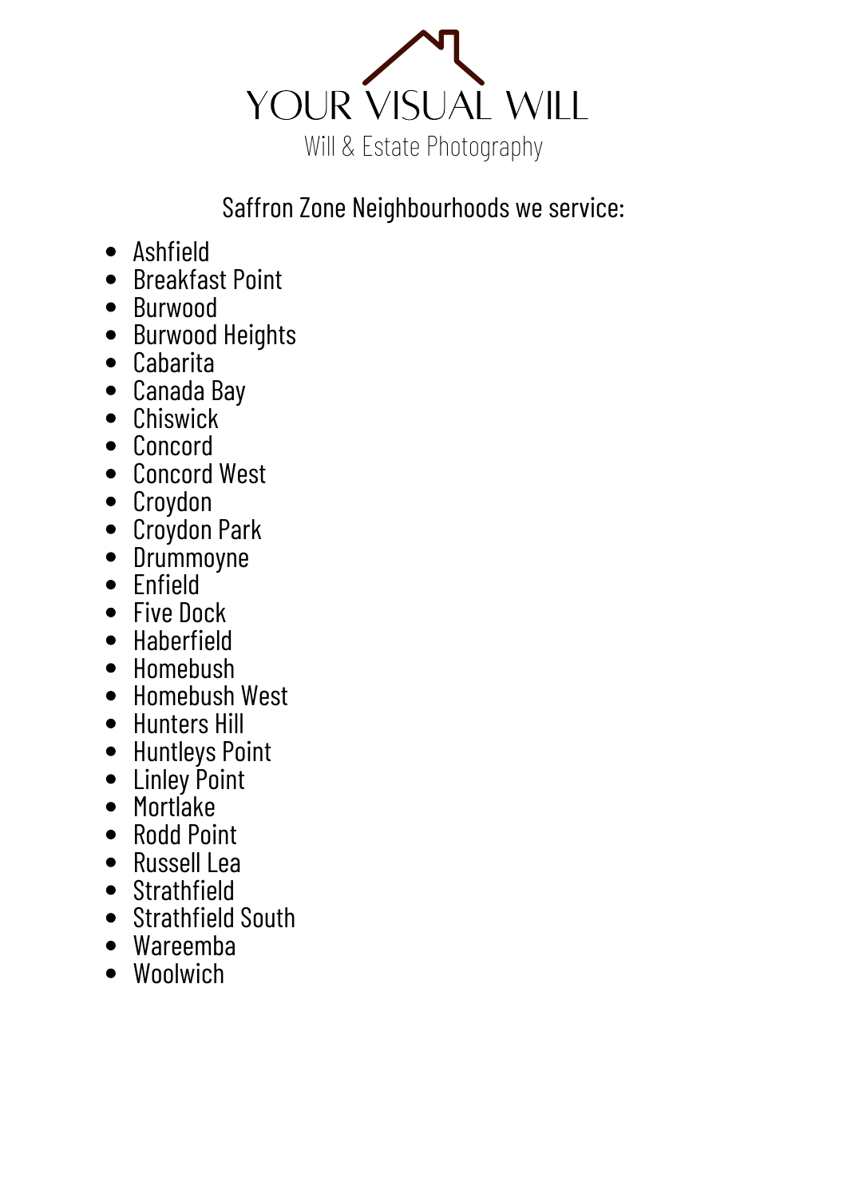# YOUR VISUAL WILL

Will & Estate Photography

Saffron Zone Neighbourhoods we service:

- Ashfield
- Breakfast Point
- Burwood
- Burwood Heights
- Cabarita
- Canada Bay
- Chiswick
- Concord
- Concord West
- Croydon
- Croydon Park
- Drummoyne
- Enfield
- Five Dock
- Haberfield
- Homebush
- Homebush West
- Hunters Hill
- Huntleys Point
- Linley Point
- Mortlake
- Rodd Point
- Russell Lea
- Strathfield
- Strathfield South
- Wareemba
- Woolwich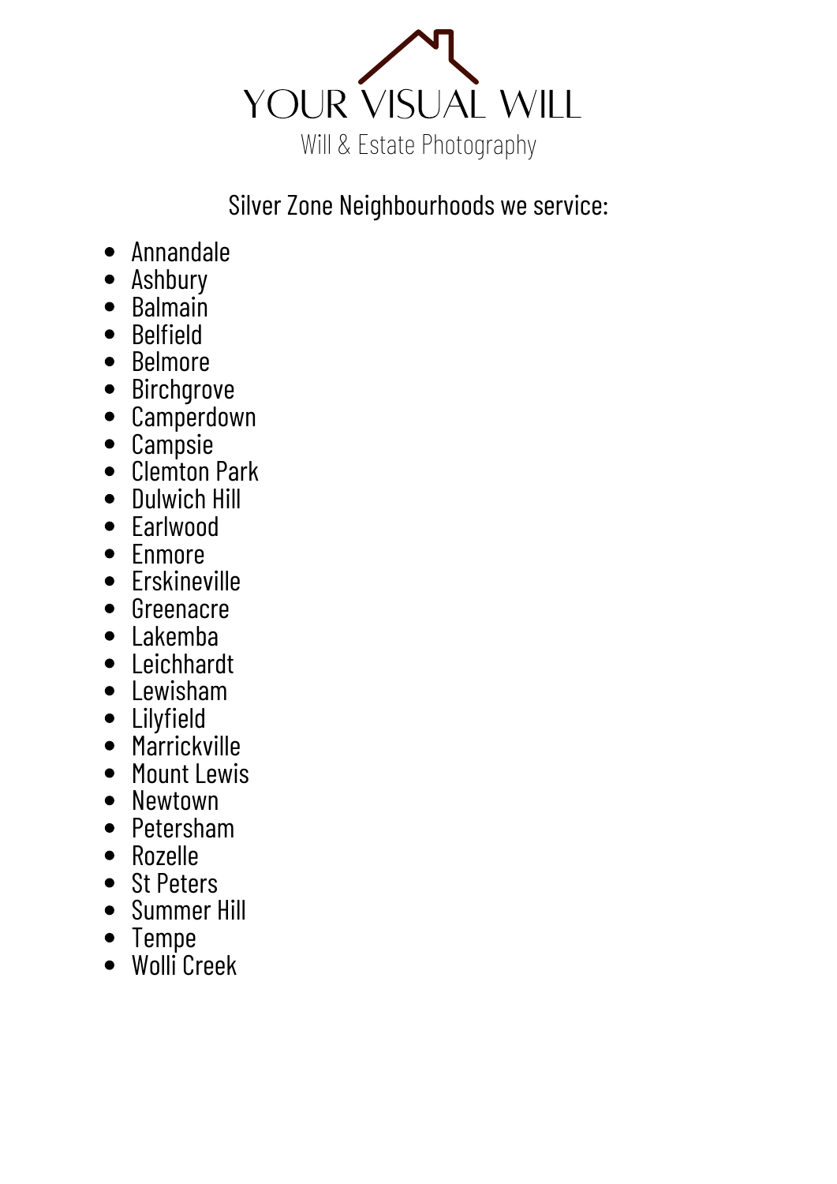# YOUR VISUAL WILL

Will & Estate Photography

Silver Zone Neighbourhoods we service:

- Annandale
- Ashbury
- Balmain
- Belfield
- Belmore
- Birchgrove
- Camperdown
- Campsie
- Clemton Park
- Dulwich Hill
- Earlwood
- Enmore
- Erskineville
- Greenacre
- Lakemba
- Leichhardt
- Lewisham
- Lilyfield
- Marrickville
- Mount Lewis
- Newtown
- Petersham
- Rozelle
- St Peters
- Summer Hill
- Tempe
- Wolli Creek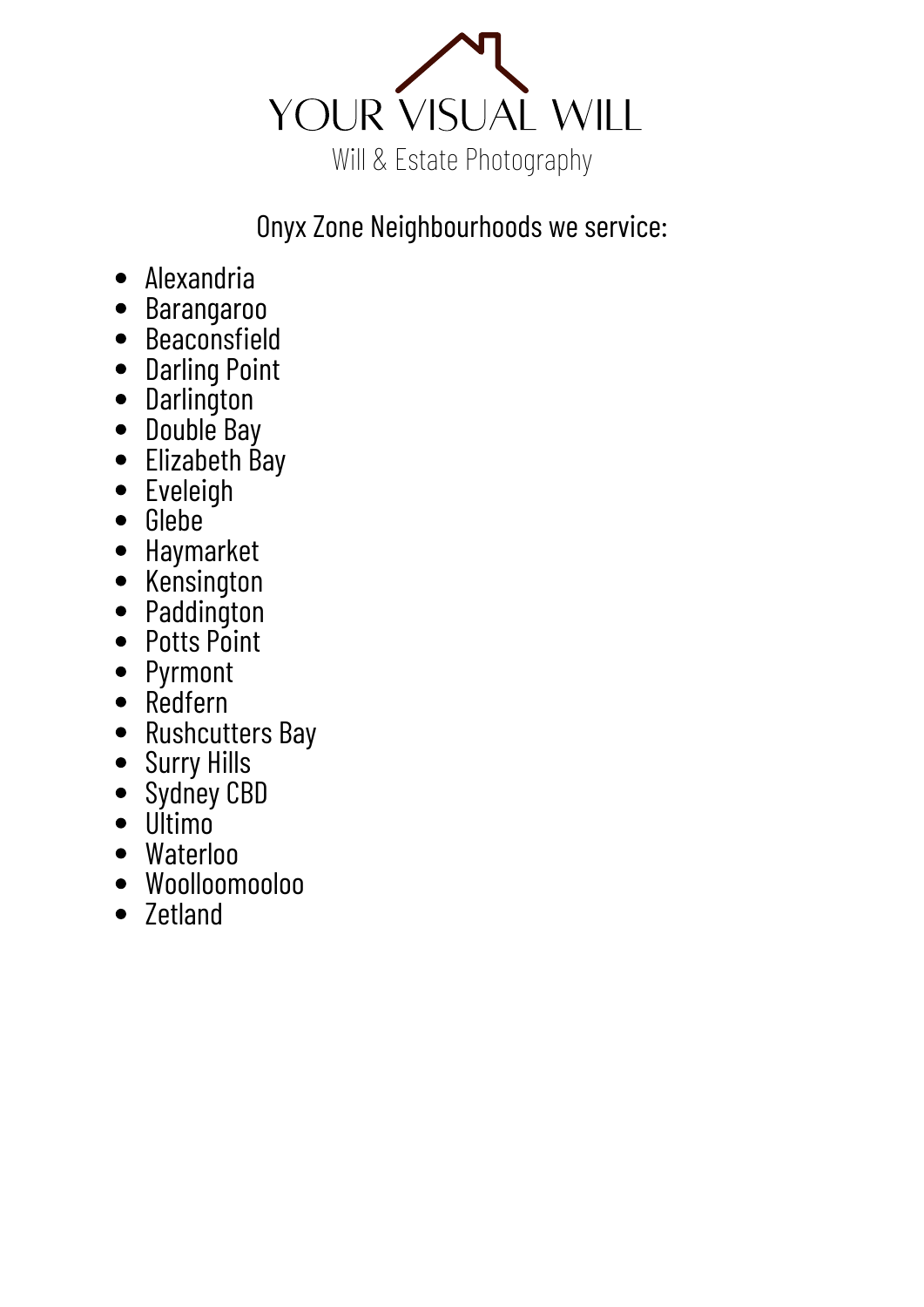# YOUR VISUAL WILL

Will & Estate Photography

Onyx Zone Neighbourhoods we service:

- Alexandria
- Barangaroo
- Beaconsfield
- Darling Point
- Darlington
- Double Bay
- Elizabeth Bay
- Eveleigh
- Glebe
- Haymarket
- Kensington
- Paddington
- Potts Point
- Pyrmont
- Redfern
- Rushcutters Bay
- Surry Hills
- Sydney CBD
- Ultimo
- Waterloo
- Woolloomooloo
- Zetland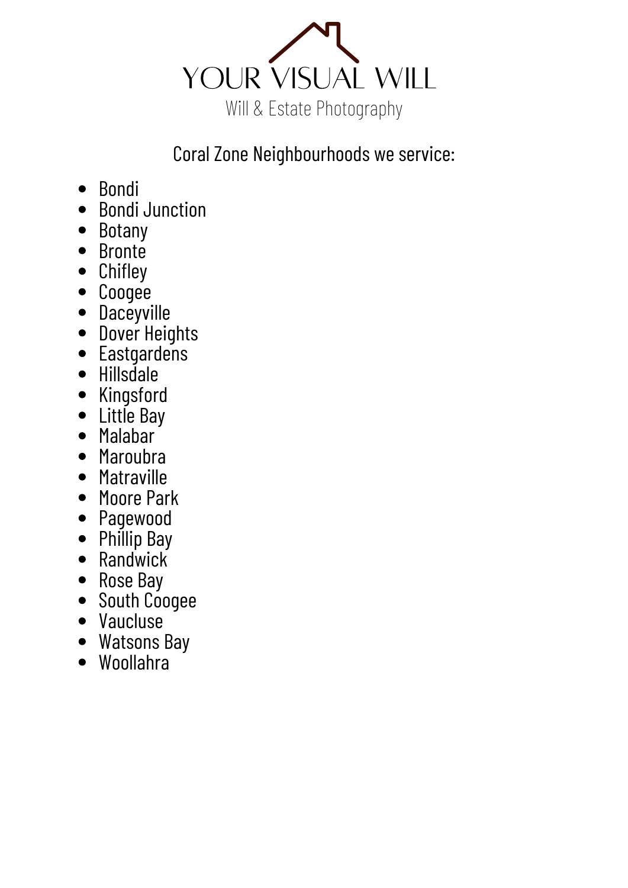# YOUR VISUAL WILL

Will & Estate Photography

Coral Zone Neighbourhoods we service:

- Bondi
- Bondi Junction
- Botany
- Bronte
- Chifley
- Coogee
- Daceyville
- Dover Heights
- Eastgardens
- Hillsdale
- Kingsford
- Little Bay
- Malabar
- Maroubra
- Matraville
- Moore Park
- Pagewood
- Phillip Bay
- Randwick
- Rose Bay
- South Coogee
- Vaucluse
- Watsons Bay
- Woollahra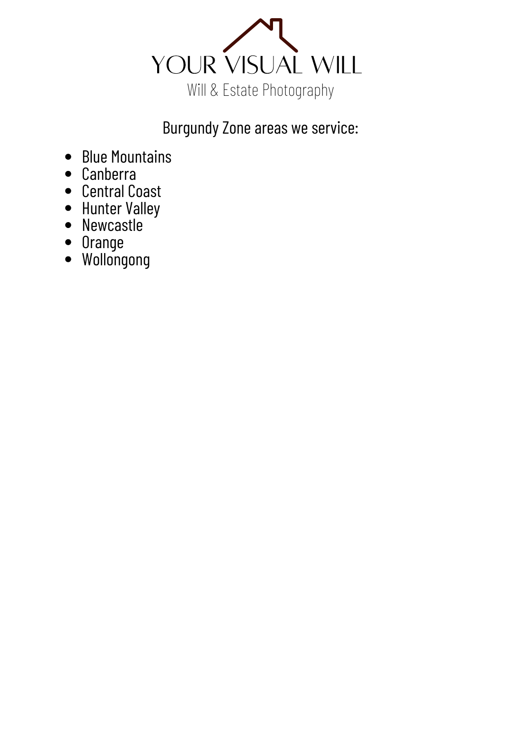# YOUR VISUAL WILL

Will & Estate Photography

Burgundy Zone areas we service:

- Blue Mountains
- Canberra
- Central Coast
- Hunter Valley
- Newcastle
- Orange
- Wollongong